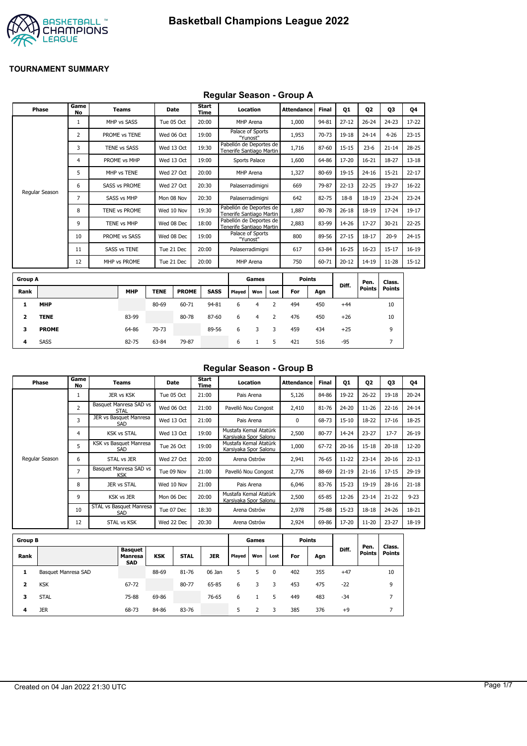# Basketball Champions League 2022

## TOURNAMENT SUMMARY

### Regular Season - Group A

| Phase | Game No | Teams | Date | Start Time | Location | Attendance | Final | Q1 | Q2 | Q3 | Q4 |
|---|---|---|---|---|---|---|---|---|---|---|---|
| Regular Season | 1 | MHP vs SASS | Tue 05 Oct | 20:00 | MHP Arena | 1,000 | 94-81 | 27-12 | 26-24 | 24-23 | 17-22 |
| | 2 | PROME vs TENE | Wed 06 Oct | 19:00 | Palace of Sports "Yunost" | 1,953 | 70-73 | 19-18 | 24-14 | 4-26 | 23-15 |
| | 3 | TENE vs SASS | Wed 13 Oct | 19:30 | Pabellón de Deportes de Tenerife Santiago Martin | 1,716 | 87-60 | 15-15 | 23-6 | 21-14 | 28-25 |
| | 4 | PROME vs MHP | Wed 13 Oct | 19:00 | Sports Palace | 1,600 | 64-86 | 17-20 | 16-21 | 18-27 | 13-18 |
| | 5 | MHP vs TENE | Wed 27 Oct | 20:00 | MHP Arena | 1,327 | 80-69 | 19-15 | 24-16 | 15-21 | 22-17 |
| | 6 | SASS vs PROME | Wed 27 Oct | 20:30 | Palaserradimigni | 669 | 79-87 | 22-13 | 22-25 | 19-27 | 16-22 |
| | 7 | SASS vs MHP | Mon 08 Nov | 20:30 | Palaserradimigni | 642 | 82-75 | 18-8 | 18-19 | 23-24 | 23-24 |
| | 8 | TENE vs PROME | Wed 10 Nov | 19:30 | Pabellón de Deportes de Tenerife Santiago Martin | 1,887 | 80-78 | 26-18 | 18-19 | 17-24 | 19-17 |
| | 9 | TENE vs MHP | Wed 08 Dec | 18:00 | Pabellón de Deportes de Tenerife Santiago Martin | 2,883 | 83-99 | 14-26 | 17-27 | 30-21 | 22-25 |
| | 10 | PROME vs SASS | Wed 08 Dec | 19:00 | Palace of Sports "Yunost" | 800 | 89-56 | 27-15 | 18-17 | 20-9 | 24-15 |
| | 11 | SASS vs TENE | Tue 21 Dec | 20:00 | Palaserradimigni | 617 | 63-84 | 16-25 | 16-23 | 15-17 | 16-19 |
| | 12 | MHP vs PROME | Tue 21 Dec | 20:00 | MHP Arena | 750 | 60-71 | 20-12 | 14-19 | 11-28 | 15-12 |

| Group A | | | | | | Games | | | Points | | Diff. | Pen. Points | Class. Points |
|---|---|---|---|---|---|---|---|---|---|---|---|---|---|
| Rank | | MHP | TENE | PROME | SASS | Played | Won | Lost | For | Agn | | | |
| 1 | **MHP** | | 80-69 | 60-71 | 94-81 | 6 | 4 | 2 | 494 | 450 | +44 | | 10 |
| 2 | **TENE** | 83-99 | | 80-78 | 87-60 | 6 | 4 | 2 | 476 | 450 | +26 | | 10 |
| 3 | **PROME** | 64-86 | 70-73 | | 89-56 | 6 | 3 | 3 | 459 | 434 | +25 | | 9 |
| 4 | SASS | 82-75 | 63-84 | 79-87 | | 6 | 1 | 5 | 421 | 516 | -95 | | 7 |

### Regular Season - Group B

| Phase | Game No | Teams | Date | Start Time | Location | Attendance | Final | Q1 | Q2 | Q3 | Q4 |
|---|---|---|---|---|---|---|---|---|---|---|---|
| Regular Season | 1 | JER vs KSK | Tue 05 Oct | 21:00 | Pais Arena | 5,126 | 84-86 | 19-22 | 26-22 | 19-18 | 20-24 |
| | 2 | Basquet Manresa SAD vs STAL | Wed 06 Oct | 21:00 | Pavelló Nou Congost | 2,410 | 81-76 | 24-20 | 11-26 | 22-16 | 24-14 |
| | 3 | JER vs Basquet Manresa SAD | Wed 13 Oct | 21:00 | Pais Arena | 0 | 68-73 | 15-10 | 18-22 | 17-16 | 18-25 |
| | 4 | KSK vs STAL | Wed 13 Oct | 19:00 | Mustafa Kemal Atatürk Karsiyaka Spor Salonu | 2,500 | 80-77 | 14-24 | 23-27 | 17-7 | 26-19 |
| | 5 | KSK vs Basquet Manresa SAD | Tue 26 Oct | 19:00 | Mustafa Kemal Atatürk Karsiyaka Spor Salonu | 1,000 | 67-72 | 20-16 | 15-18 | 20-18 | 12-20 |
| | 6 | STAL vs JER | Wed 27 Oct | 20:00 | Arena Ostrów | 2,941 | 76-65 | 11-22 | 23-14 | 20-16 | 22-13 |
| | 7 | Basquet Manresa SAD vs KSK | Tue 09 Nov | 21:00 | Pavelló Nou Congost | 2,776 | 88-69 | 21-19 | 21-16 | 17-15 | 29-19 |
| | 8 | JER vs STAL | Wed 10 Nov | 21:00 | Pais Arena | 6,046 | 83-76 | 15-23 | 19-19 | 28-16 | 21-18 |
| | 9 | KSK vs JER | Mon 06 Dec | 20:00 | Mustafa Kemal Atatürk Karsiyaka Spor Salonu | 2,500 | 65-85 | 12-26 | 23-14 | 21-22 | 9-23 |
| | 10 | STAL vs Basquet Manresa SAD | Tue 07 Dec | 18:30 | Arena Ostrów | 2,978 | 75-88 | 15-23 | 18-18 | 24-26 | 18-21 |
| | 12 | STAL vs KSK | Wed 22 Dec | 20:30 | Arena Ostrów | 2,924 | 69-86 | 17-20 | 11-20 | 23-27 | 18-19 |

| Group B | | | | | | Games | | | Points | | Diff. | Pen. Points | Class. Points |
|---|---|---|---|---|---|---|---|---|---|---|---|---|---|
| Rank | | Basquet Manresa SAD | KSK | STAL | JER | Played | Won | Lost | For | Agn | | | |
| 1 | Basquet Manresa SAD | | 88-69 | 81-76 | 06 Jan | 5 | 5 | 0 | 402 | 355 | +47 | | 10 |
| 2 | KSK | 67-72 | | 80-77 | 65-85 | 6 | 3 | 3 | 453 | 475 | -22 | | 9 |
| 3 | STAL | 75-88 | 69-86 | | 76-65 | 6 | 1 | 5 | 449 | 483 | -34 | | 7 |
| 4 | JER | 68-73 | 84-86 | 83-76 | | 5 | 2 | 3 | 385 | 376 | +9 | | 7 |

Created on 04 Jan 2022 21:30 UTC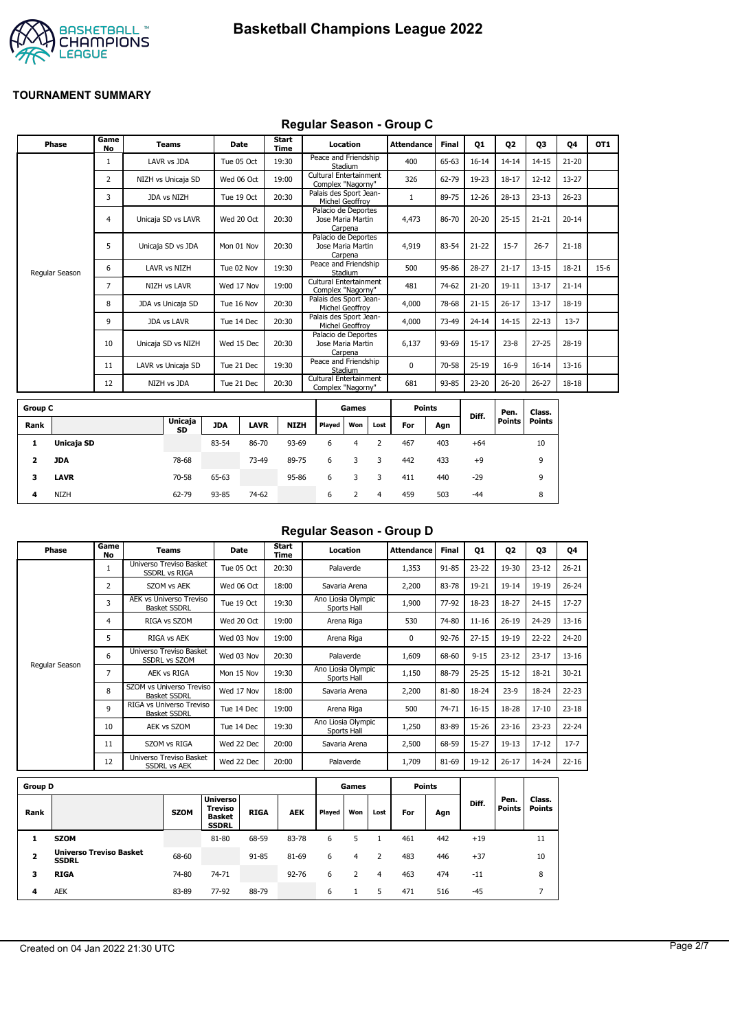# Basketball Champions League 2022

## TOURNAMENT SUMMARY

### Regular Season - Group C

| Phase | Game No | Teams | Date | Start Time | Location | Attendance | Final | Q1 | Q2 | Q3 | Q4 | OT1 |
|---|---|---|---|---|---|---|---|---|---|---|---|---|
| Regular Season | 1 | LAVR vs JDA | Tue 05 Oct | 19:30 | Peace and Friendship Stadium | 400 | 65-63 | 16-14 | 14-14 | 14-15 | 21-20 | |
| | 2 | NIZH vs Unicaja SD | Wed 06 Oct | 19:00 | Cultural Entertainment Complex "Nagorny" | 326 | 62-79 | 19-23 | 18-17 | 12-12 | 13-27 | |
| | 3 | JDA vs NIZH | Tue 19 Oct | 20:30 | Palais des Sport Jean-Michel Geoffroy | 1 | 89-75 | 12-26 | 28-13 | 23-13 | 26-23 | |
| | 4 | Unicaja SD vs LAVR | Wed 20 Oct | 20:30 | Palacio de Deportes Jose Maria Martin Carpena | 4,473 | 86-70 | 20-20 | 25-15 | 21-21 | 20-14 | |
| | 5 | Unicaja SD vs JDA | Mon 01 Nov | 20:30 | Palacio de Deportes Jose Maria Martin Carpena | 4,919 | 83-54 | 21-22 | 15-7 | 26-7 | 21-18 | |
| | 6 | LAVR vs NIZH | Tue 02 Nov | 19:30 | Peace and Friendship Stadium | 500 | 95-86 | 28-27 | 21-17 | 13-15 | 18-21 | 15-6 |
| | 7 | NIZH vs LAVR | Wed 17 Nov | 19:00 | Cultural Entertainment Complex "Nagorny" | 481 | 74-62 | 21-20 | 19-11 | 13-17 | 21-14 | |
| | 8 | JDA vs Unicaja SD | Tue 16 Nov | 20:30 | Palais des Sport Jean-Michel Geoffroy | 4,000 | 78-68 | 21-15 | 26-17 | 13-17 | 18-19 | |
| | 9 | JDA vs LAVR | Tue 14 Dec | 20:30 | Palais des Sport Jean-Michel Geoffroy | 4,000 | 73-49 | 24-14 | 14-15 | 22-13 | 13-7 | |
| | 10 | Unicaja SD vs NIZH | Wed 15 Dec | 20:30 | Palacio de Deportes Jose Maria Martin Carpena | 6,137 | 93-69 | 15-17 | 23-8 | 27-25 | 28-19 | |
| | 11 | LAVR vs Unicaja SD | Tue 21 Dec | 19:30 | Peace and Friendship Stadium | 0 | 70-58 | 25-19 | 16-9 | 16-14 | 13-16 | |
| | 12 | NIZH vs JDA | Tue 21 Dec | 20:30 | Cultural Entertainment Complex "Nagorny" | 681 | 93-85 | 23-20 | 26-20 | 26-27 | 18-18 | |

| Group C | | | | | | Games | | | Points | | | | |
|---|---|---|---|---|---|---|---|---|---|---|---|---|---|
| Rank | | Unicaja SD | JDA | LAVR | NIZH | Played | Won | Lost | For | Agn | Diff. | Pen. Points | Class. Points |
| 1 | **Unicaja SD** | | 83-54 | 86-70 | 93-69 | 6 | 4 | 2 | 467 | 403 | +64 | | 10 |
| 2 | **JDA** | 78-68 | | 73-49 | 89-75 | 6 | 3 | 3 | 442 | 433 | +9 | | 9 |
| 3 | **LAVR** | 70-58 | 65-63 | | 95-86 | 6 | 3 | 3 | 411 | 440 | -29 | | 9 |
| 4 | NIZH | 62-79 | 93-85 | 74-62 | | 6 | 2 | 4 | 459 | 503 | -44 | | 8 |

### Regular Season - Group D

| Phase | Game No | Teams | Date | Start Time | Location | Attendance | Final | Q1 | Q2 | Q3 | Q4 |
|---|---|---|---|---|---|---|---|---|---|---|---|
| Regular Season | 1 | Universo Treviso Basket SSDRL vs RIGA | Tue 05 Oct | 20:30 | Palaverde | 1,353 | 91-85 | 23-22 | 19-30 | 23-12 | 26-21 |
| | 2 | SZOM vs AEK | Wed 06 Oct | 18:00 | Savaria Arena | 2,200 | 83-78 | 19-21 | 19-14 | 19-19 | 26-24 |
| | 3 | AEK vs Universo Treviso Basket SSDRL | Tue 19 Oct | 19:30 | Ano Liosia Olympic Sports Hall | 1,900 | 77-92 | 18-23 | 18-27 | 24-15 | 17-27 |
| | 4 | RIGA vs SZOM | Wed 20 Oct | 19:00 | Arena Riga | 530 | 74-80 | 11-16 | 26-19 | 24-29 | 13-16 |
| | 5 | RIGA vs AEK | Wed 03 Nov | 19:00 | Arena Riga | 0 | 92-76 | 27-15 | 19-19 | 22-22 | 24-20 |
| | 6 | Universo Treviso Basket SSDRL vs SZOM | Wed 03 Nov | 20:30 | Palaverde | 1,609 | 68-60 | 9-15 | 23-12 | 23-17 | 13-16 |
| | 7 | AEK vs RIGA | Mon 15 Nov | 19:30 | Ano Liosia Olympic Sports Hall | 1,150 | 88-79 | 25-25 | 15-12 | 18-21 | 30-21 |
| | 8 | SZOM vs Universo Treviso Basket SSDRL | Wed 17 Nov | 18:00 | Savaria Arena | 2,200 | 81-80 | 18-24 | 23-9 | 18-24 | 22-23 |
| | 9 | RIGA vs Universo Treviso Basket SSDRL | Tue 14 Dec | 19:00 | Arena Riga | 500 | 74-71 | 16-15 | 18-28 | 17-10 | 23-18 |
| | 10 | AEK vs SZOM | Tue 14 Dec | 19:30 | Ano Liosia Olympic Sports Hall | 1,250 | 83-89 | 15-26 | 23-16 | 23-23 | 22-24 |
| | 11 | SZOM vs RIGA | Wed 22 Dec | 20:00 | Savaria Arena | 2,500 | 68-59 | 15-27 | 19-13 | 17-12 | 17-7 |
| | 12 | Universo Treviso Basket SSDRL vs AEK | Wed 22 Dec | 20:00 | Palaverde | 1,709 | 81-69 | 19-12 | 26-17 | 14-24 | 22-16 |

| Group D | | | | | | Games | | | Points | | | | |
|---|---|---|---|---|---|---|---|---|---|---|---|---|---|
| Rank | | SZOM | Universo Treviso Basket SSDRL | RIGA | AEK | Played | Won | Lost | For | Agn | Diff. | Pen. Points | Class. Points |
| 1 | **SZOM** | | 81-80 | 68-59 | 83-78 | 6 | 5 | 1 | 461 | 442 | +19 | | 11 |
| 2 | **Universo Treviso Basket SSDRL** | 68-60 | | 91-85 | 81-69 | 6 | 4 | 2 | 483 | 446 | +37 | | 10 |
| 3 | **RIGA** | 74-80 | 74-71 | | 92-76 | 6 | 2 | 4 | 463 | 474 | -11 | | 8 |
| 4 | AEK | 83-89 | 77-92 | 88-79 | | 6 | 1 | 5 | 471 | 516 | -45 | | 7 |

Created on 04 Jan 2022 21:30 UTC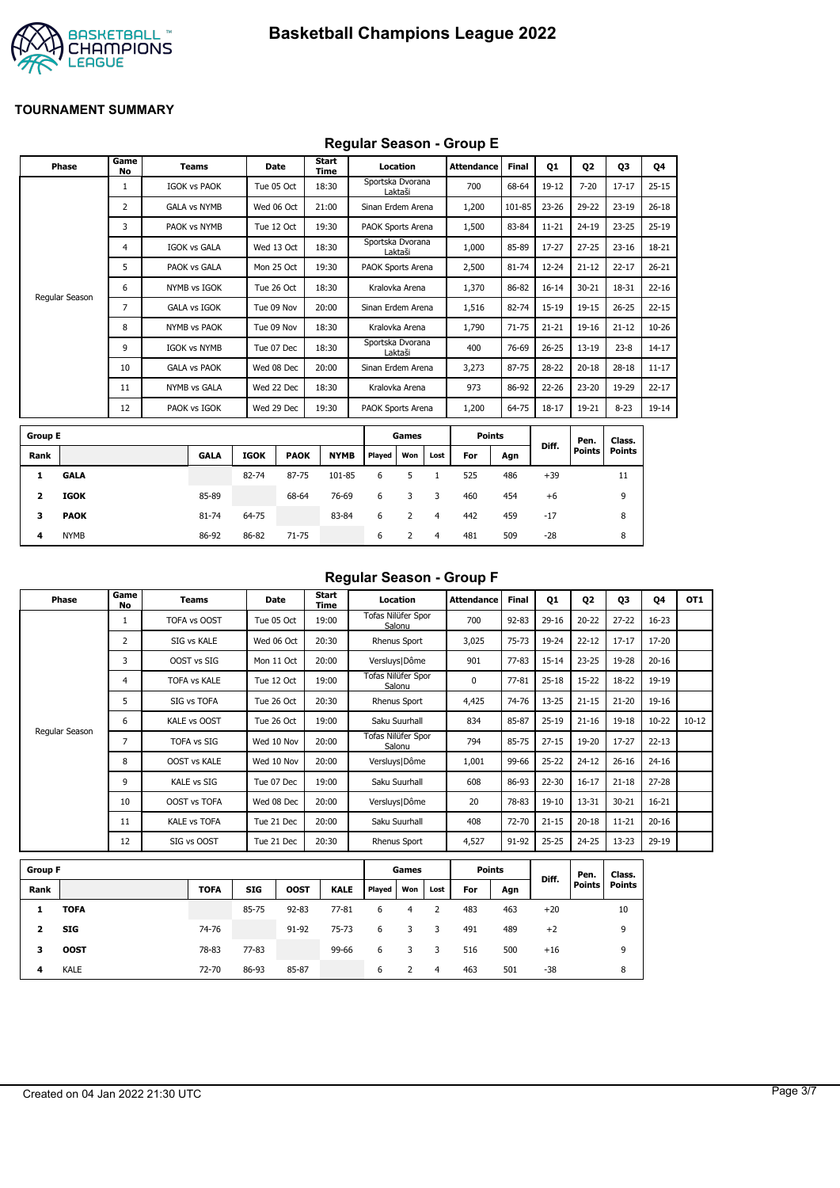# Basketball Champions League 2022

**TOURNAMENT SUMMARY**

## Regular Season - Group E

| Phase | Game No | Teams | Date | Start Time | Location | Attendance | Final | Q1 | Q2 | Q3 | Q4 |
|---|---|---|---|---|---|---|---|---|---|---|---|
| Regular Season | 1 | IGOK vs PAOK | Tue 05 Oct | 18:30 | Sportska Dvorana Laktaši | 700 | 68-64 | 19-12 | 7-20 | 17-17 | 25-15 |
| | 2 | GALA vs NYMB | Wed 06 Oct | 21:00 | Sinan Erdem Arena | 1,200 | 101-85 | 23-26 | 29-22 | 23-19 | 26-18 |
| | 3 | PAOK vs NYMB | Tue 12 Oct | 19:30 | PAOK Sports Arena | 1,500 | 83-84 | 11-21 | 24-19 | 23-25 | 25-19 |
| | 4 | IGOK vs GALA | Wed 13 Oct | 18:30 | Sportska Dvorana Laktaši | 1,000 | 85-89 | 17-27 | 27-25 | 23-16 | 18-21 |
| | 5 | PAOK vs GALA | Mon 25 Oct | 19:30 | PAOK Sports Arena | 2,500 | 81-74 | 12-24 | 21-12 | 22-17 | 26-21 |
| | 6 | NYMB vs IGOK | Tue 26 Oct | 18:30 | Kralovka Arena | 1,370 | 86-82 | 16-14 | 30-21 | 18-31 | 22-16 |
| | 7 | GALA vs IGOK | Tue 09 Nov | 20:00 | Sinan Erdem Arena | 1,516 | 82-74 | 15-19 | 19-15 | 26-25 | 22-15 |
| | 8 | NYMB vs PAOK | Tue 09 Nov | 18:30 | Kralovka Arena | 1,790 | 71-75 | 21-21 | 19-16 | 21-12 | 10-26 |
| | 9 | IGOK vs NYMB | Tue 07 Dec | 18:30 | Sportska Dvorana Laktaši | 400 | 76-69 | 26-25 | 13-19 | 23-8 | 14-17 |
| | 10 | GALA vs PAOK | Wed 08 Dec | 20:00 | Sinan Erdem Arena | 3,273 | 87-75 | 28-22 | 20-18 | 28-18 | 11-17 |
| | 11 | NYMB vs GALA | Wed 22 Dec | 18:30 | Kralovka Arena | 973 | 86-92 | 22-26 | 23-20 | 19-29 | 22-17 |
| | 12 | PAOK vs IGOK | Wed 29 Dec | 19:30 | PAOK Sports Arena | 1,200 | 64-75 | 18-17 | 19-21 | 8-23 | 19-14 |

| Group E | | | | | | Games | | | Points | | Diff. | Pen. Points | Class. Points |
|---|---|---|---|---|---|---|---|---|---|---|---|---|---|
| Rank | | GALA | IGOK | PAOK | NYMB | Played | Won | Lost | For | Agn | | | |
| 1 | **GALA** | | 82-74 | 87-75 | 101-85 | 6 | 5 | 1 | 525 | 486 | +39 | | 11 |
| 2 | **IGOK** | 85-89 | | 68-64 | 76-69 | 6 | 3 | 3 | 460 | 454 | +6 | | 9 |
| 3 | **PAOK** | 81-74 | 64-75 | | 83-84 | 6 | 2 | 4 | 442 | 459 | -17 | | 8 |
| 4 | NYMB | 86-92 | 86-82 | 71-75 | | 6 | 2 | 4 | 481 | 509 | -28 | | 8 |

## Regular Season - Group F

| Phase | Game No | Teams | Date | Start Time | Location | Attendance | Final | Q1 | Q2 | Q3 | Q4 | OT1 |
|---|---|---|---|---|---|---|---|---|---|---|---|---|
| Regular Season | 1 | TOFA vs OOST | Tue 05 Oct | 19:00 | Tofas Nilüfer Spor Salonu | 700 | 92-83 | 29-16 | 20-22 | 27-22 | 16-23 | |
| | 2 | SIG vs KALE | Wed 06 Oct | 20:30 | Rhenus Sport | 3,025 | 75-73 | 19-24 | 22-12 | 17-17 | 17-20 | |
| | 3 | OOST vs SIG | Mon 11 Oct | 20:00 | Versluys\|Dôme | 901 | 77-83 | 15-14 | 23-25 | 19-28 | 20-16 | |
| | 4 | TOFA vs KALE | Tue 12 Oct | 19:00 | Tofas Nilüfer Spor Salonu | 0 | 77-81 | 25-18 | 15-22 | 18-22 | 19-19 | |
| | 5 | SIG vs TOFA | Tue 26 Oct | 20:30 | Rhenus Sport | 4,425 | 74-76 | 13-25 | 21-15 | 21-20 | 19-16 | |
| | 6 | KALE vs OOST | Tue 26 Oct | 19:00 | Saku Suurhall | 834 | 85-87 | 25-19 | 21-16 | 19-18 | 10-22 | 10-12 |
| | 7 | TOFA vs SIG | Wed 10 Nov | 20:00 | Tofas Nilüfer Spor Salonu | 794 | 85-75 | 27-15 | 19-20 | 17-27 | 22-13 | |
| | 8 | OOST vs KALE | Wed 10 Nov | 20:00 | Versluys\|Dôme | 1,001 | 99-66 | 25-22 | 24-12 | 26-16 | 24-16 | |
| | 9 | KALE vs SIG | Tue 07 Dec | 19:00 | Saku Suurhall | 608 | 86-93 | 22-30 | 16-17 | 21-18 | 27-28 | |
| | 10 | OOST vs TOFA | Wed 08 Dec | 20:00 | Versluys\|Dôme | 20 | 78-83 | 19-10 | 13-31 | 30-21 | 16-21 | |
| | 11 | KALE vs TOFA | Tue 21 Dec | 20:00 | Saku Suurhall | 408 | 72-70 | 21-15 | 20-18 | 11-21 | 20-16 | |
| | 12 | SIG vs OOST | Tue 21 Dec | 20:30 | Rhenus Sport | 4,527 | 91-92 | 25-25 | 24-25 | 13-23 | 29-19 | |

| Group F | | | | | | Games | | | Points | | Diff. | Pen. Points | Class. Points |
|---|---|---|---|---|---|---|---|---|---|---|---|---|---|
| Rank | | TOFA | SIG | OOST | KALE | Played | Won | Lost | For | Agn | | | |
| 1 | **TOFA** | | 85-75 | 92-83 | 77-81 | 6 | 4 | 2 | 483 | 463 | +20 | | 10 |
| 2 | **SIG** | 74-76 | | 91-92 | 75-73 | 6 | 3 | 3 | 491 | 489 | +2 | | 9 |
| 3 | **OOST** | 78-83 | 77-83 | | 99-66 | 6 | 3 | 3 | 516 | 500 | +16 | | 9 |
| 4 | KALE | 72-70 | 86-93 | 85-87 | | 6 | 2 | 4 | 463 | 501 | -38 | | 8 |

Created on 04 Jan 2022 21:30 UTC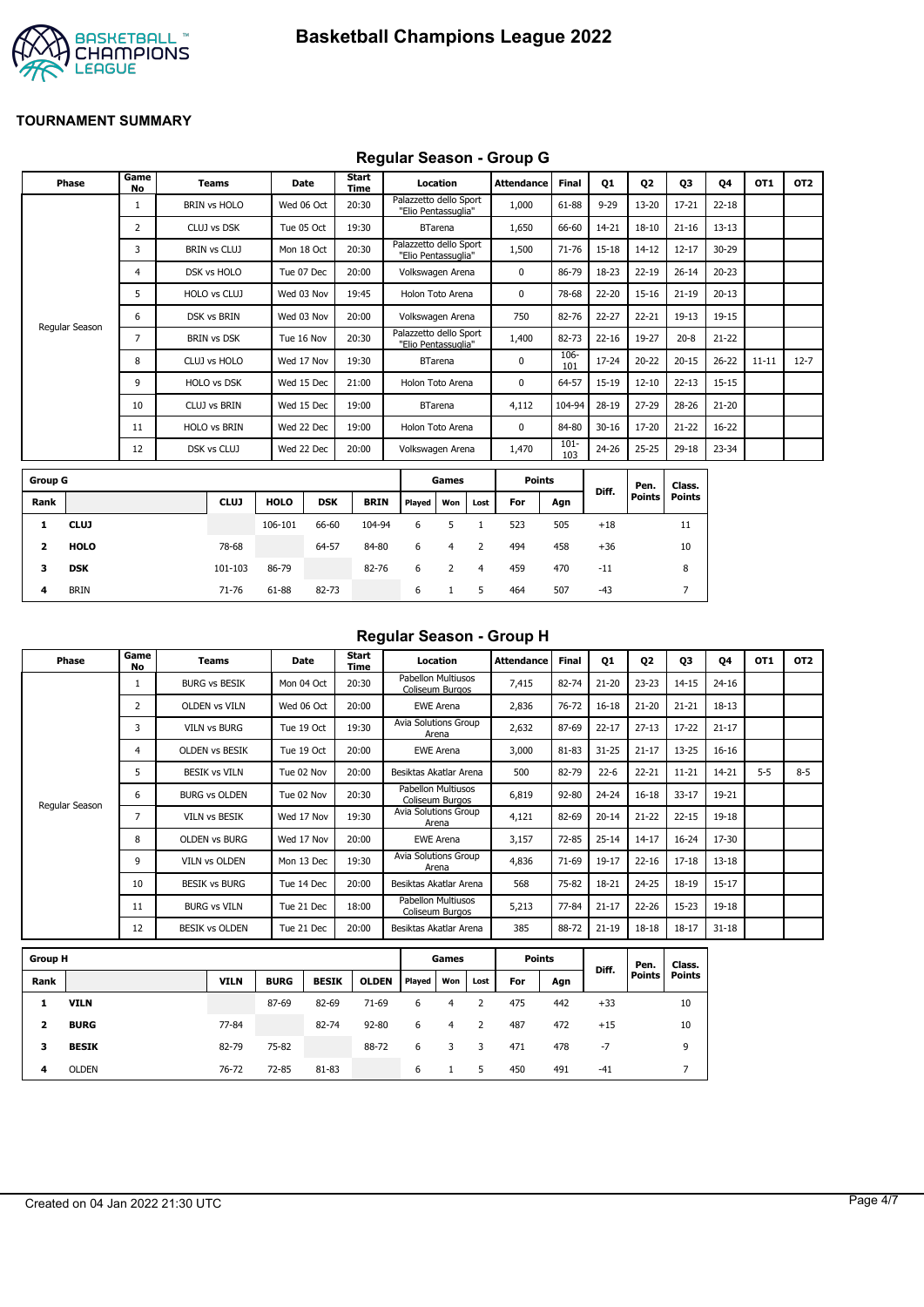# Basketball Champions League 2022

**TOURNAMENT SUMMARY**

## Regular Season - Group G

| Phase | Game No | Teams | Date | Start Time | Location | Attendance | Final | Q1 | Q2 | Q3 | Q4 | OT1 | OT2 |
|---|---|---|---|---|---|---|---|---|---|---|---|---|---|
| Regular Season | 1 | BRIN vs HOLO | Wed 06 Oct | 20:30 | Palazzetto dello Sport "Elio Pentassuglia" | 1,000 | 61-88 | 9-29 | 13-20 | 17-21 | 22-18 | | |
| | 2 | CLUJ vs DSK | Tue 05 Oct | 19:30 | BTarena | 1,650 | 66-60 | 14-21 | 18-10 | 21-16 | 13-13 | | |
| | 3 | BRIN vs CLUJ | Mon 18 Oct | 20:30 | Palazzetto dello Sport "Elio Pentassuglia" | 1,500 | 71-76 | 15-18 | 14-12 | 12-17 | 30-29 | | |
| | 4 | DSK vs HOLO | Tue 07 Dec | 20:00 | Volkswagen Arena | 0 | 86-79 | 18-23 | 22-19 | 26-14 | 20-23 | | |
| | 5 | HOLO vs CLUJ | Wed 03 Nov | 19:45 | Holon Toto Arena | 0 | 78-68 | 22-20 | 15-16 | 21-19 | 20-13 | | |
| | 6 | DSK vs BRIN | Wed 03 Nov | 20:00 | Volkswagen Arena | 750 | 82-76 | 22-27 | 22-21 | 19-13 | 19-15 | | |
| | 7 | BRIN vs DSK | Tue 16 Nov | 20:30 | Palazzetto dello Sport "Elio Pentassuglia" | 1,400 | 82-73 | 22-16 | 19-27 | 20-8 | 21-22 | | |
| | 8 | CLUJ vs HOLO | Wed 17 Nov | 19:30 | BTarena | 0 | 106-101 | 17-24 | 20-22 | 20-15 | 26-22 | 11-11 | 12-7 |
| | 9 | HOLO vs DSK | Wed 15 Dec | 21:00 | Holon Toto Arena | 0 | 64-57 | 15-19 | 12-10 | 22-13 | 15-15 | | |
| | 10 | CLUJ vs BRIN | Wed 15 Dec | 19:00 | BTarena | 4,112 | 104-94 | 28-19 | 27-29 | 28-26 | 21-20 | | |
| | 11 | HOLO vs BRIN | Wed 22 Dec | 19:00 | Holon Toto Arena | 0 | 84-80 | 30-16 | 17-20 | 21-22 | 16-22 | | |
| | 12 | DSK vs CLUJ | Wed 22 Dec | 20:00 | Volkswagen Arena | 1,470 | 101-103 | 24-26 | 25-25 | 29-18 | 23-34 | | |

| Group G | | | | | | Games | | | Points | | Diff. | Pen. Points | Class. Points |
|---|---|---|---|---|---|---|---|---|---|---|---|---|---|
| Rank | | CLUJ | HOLO | DSK | BRIN | Played | Won | Lost | For | Agn | | | |
| 1 | **CLUJ** | | 106-101 | 66-60 | 104-94 | 6 | 5 | 1 | 523 | 505 | +18 | | 11 |
| 2 | **HOLO** | 78-68 | | 64-57 | 84-80 | 6 | 4 | 2 | 494 | 458 | +36 | | 10 |
| 3 | **DSK** | 101-103 | 86-79 | | 82-76 | 6 | 2 | 4 | 459 | 470 | -11 | | 8 |
| 4 | BRIN | 71-76 | 61-88 | 82-73 | | 6 | 1 | 5 | 464 | 507 | -43 | | 7 |

## Regular Season - Group H

| Phase | Game No | Teams | Date | Start Time | Location | Attendance | Final | Q1 | Q2 | Q3 | Q4 | OT1 | OT2 |
|---|---|---|---|---|---|---|---|---|---|---|---|---|---|
| Regular Season | 1 | BURG vs BESIK | Mon 04 Oct | 20:30 | Pabellon Multiusos Coliseum Burgos | 7,415 | 82-74 | 21-20 | 23-23 | 14-15 | 24-16 | | |
| | 2 | OLDEN vs VILN | Wed 06 Oct | 20:00 | EWE Arena | 2,836 | 76-72 | 16-18 | 21-20 | 21-21 | 18-13 | | |
| | 3 | VILN vs BURG | Tue 19 Oct | 19:30 | Avia Solutions Group Arena | 2,632 | 87-69 | 22-17 | 27-13 | 17-22 | 21-17 | | |
| | 4 | OLDEN vs BESIK | Tue 19 Oct | 20:00 | EWE Arena | 3,000 | 81-83 | 31-25 | 21-17 | 13-25 | 16-16 | | |
| | 5 | BESIK vs VILN | Tue 02 Nov | 20:00 | Besiktas Akatlar Arena | 500 | 82-79 | 22-6 | 22-21 | 11-21 | 14-21 | 5-5 | 8-5 |
| | 6 | BURG vs OLDEN | Tue 02 Nov | 20:30 | Pabellon Multiusos Coliseum Burgos | 6,819 | 92-80 | 24-24 | 16-18 | 33-17 | 19-21 | | |
| | 7 | VILN vs BESIK | Wed 17 Nov | 19:30 | Avia Solutions Group Arena | 4,121 | 82-69 | 20-14 | 21-22 | 22-15 | 19-18 | | |
| | 8 | OLDEN vs BURG | Wed 17 Nov | 20:00 | EWE Arena | 3,157 | 72-85 | 25-14 | 14-17 | 16-24 | 17-30 | | |
| | 9 | VILN vs OLDEN | Mon 13 Dec | 19:30 | Avia Solutions Group Arena | 4,836 | 71-69 | 19-17 | 22-16 | 17-18 | 13-18 | | |
| | 10 | BESIK vs BURG | Tue 14 Dec | 20:00 | Besiktas Akatlar Arena | 568 | 75-82 | 18-21 | 24-25 | 18-19 | 15-17 | | |
| | 11 | BURG vs VILN | Tue 21 Dec | 18:00 | Pabellon Multiusos Coliseum Burgos | 5,213 | 77-84 | 21-17 | 22-26 | 15-23 | 19-18 | | |
| | 12 | BESIK vs OLDEN | Tue 21 Dec | 20:00 | Besiktas Akatlar Arena | 385 | 88-72 | 21-19 | 18-18 | 18-17 | 31-18 | | |

| Group H | | | | | | Games | | | Points | | Diff. | Pen. Points | Class. Points |
|---|---|---|---|---|---|---|---|---|---|---|---|---|---|
| Rank | | VILN | BURG | BESIK | OLDEN | Played | Won | Lost | For | Agn | | | |
| 1 | **VILN** | | 87-69 | 82-69 | 71-69 | 6 | 4 | 2 | 475 | 442 | +33 | | 10 |
| 2 | **BURG** | 77-84 | | 82-74 | 92-80 | 6 | 4 | 2 | 487 | 472 | +15 | | 10 |
| 3 | **BESIK** | 82-79 | 75-82 | | 88-72 | 6 | 3 | 3 | 471 | 478 | -7 | | 9 |
| 4 | OLDEN | 76-72 | 72-85 | 81-83 | | 6 | 1 | 5 | 450 | 491 | -41 | | 7 |

Created on 04 Jan 2022 21:30 UTC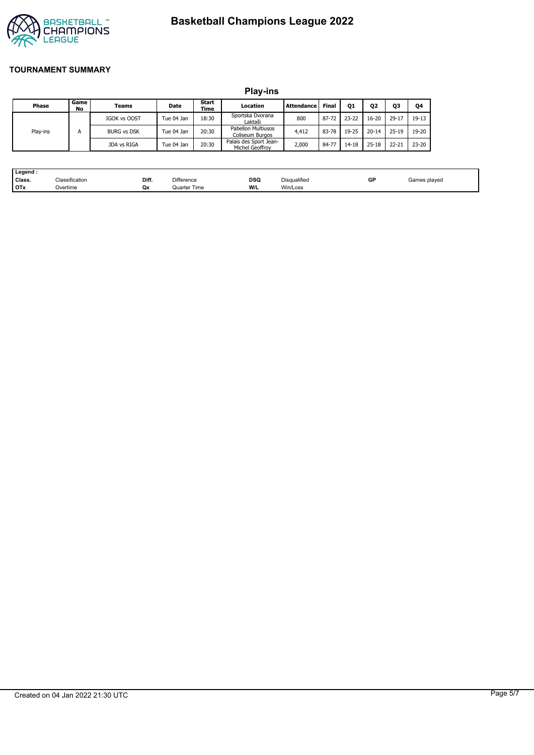# Basketball Champions League 2022

## TOURNAMENT SUMMARY

### Play-ins

| Phase | Game No | Teams | Date | Start Time | Location | Attendance | Final | Q1 | Q2 | Q3 | Q4 |
|---|---|---|---|---|---|---|---|---|---|---|---|
| Play-ins | A | IGOK vs OOST | Tue 04 Jan | 18:30 | Sportska Dvorana Laktaši | 800 | 87-72 | 23-22 | 16-20 | 29-17 | 19-13 |
| | | BURG vs DSK | Tue 04 Jan | 20:30 | Pabellon Multiusos Coliseum Burgos | 4,412 | 83-78 | 19-25 | 20-14 | 25-19 | 19-20 |
| | | JDA vs RIGA | Tue 04 Jan | 20:30 | Palais des Sport Jean-Michel Geoffroy | 2,000 | 84-77 | 14-18 | 25-18 | 22-21 | 23-20 |

| Legend : | | | | | | | |
|---|---|---|---|---|---|---|---|
| Class. | Classification | Diff. | Difference | DSQ | Disqualified | GP | Games played |
| OTx | Overtime | Qx | Quarter Time | W/L | Win/Loss | | |

Created on 04 Jan 2022 21:30 UTC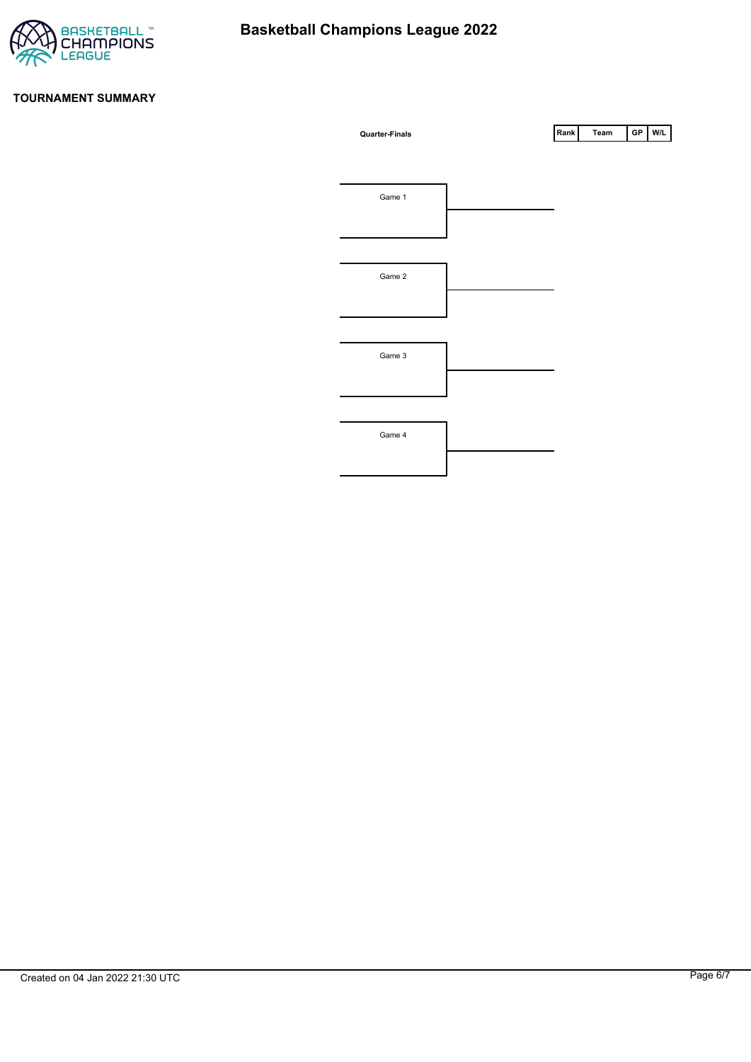# Basketball Champions League 2022

## TOURNAMENT SUMMARY

**Quarter-Finals**

| Rank | Team | GP | W/L |
|---|---|---|---|

Game 1

Game 2

Game 3

Game 4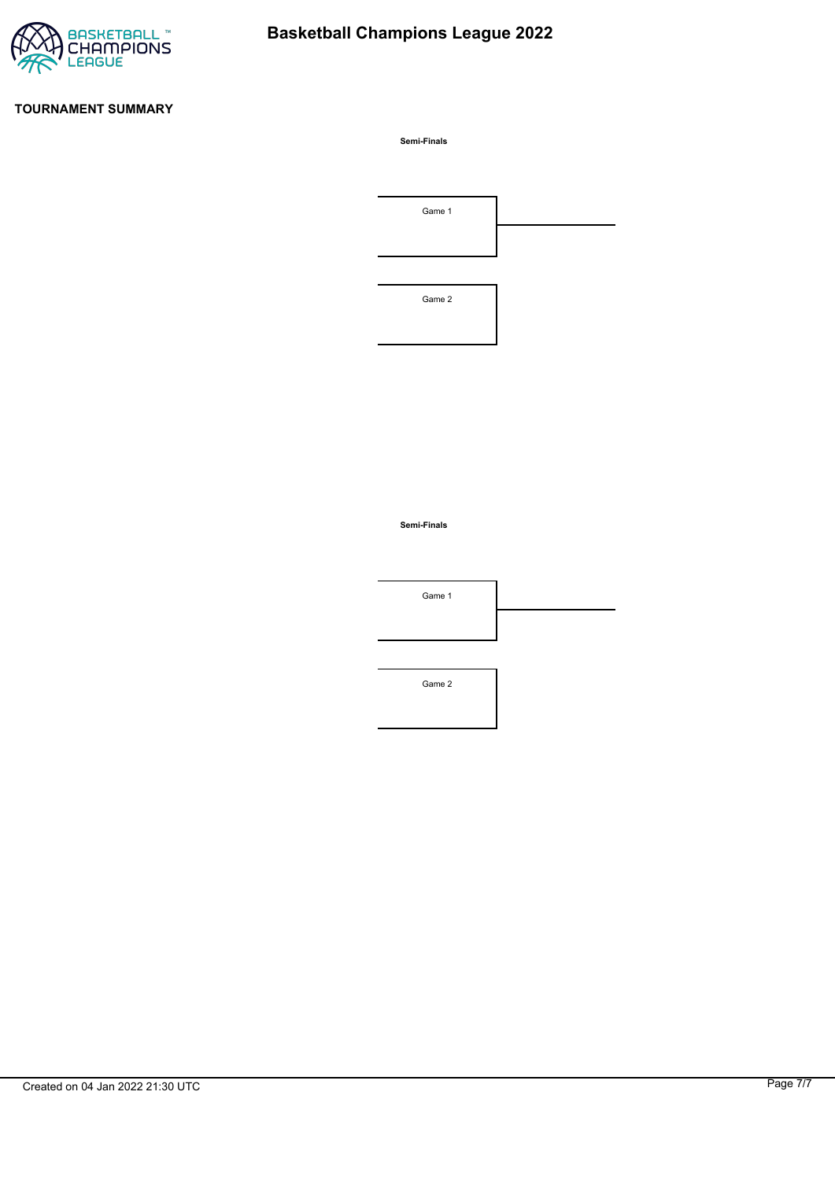# Basketball Champions League 2022

## TOURNAMENT SUMMARY

**Semi-Finals**

Game 1

Game 2

**Semi-Finals**

Game 1

Game 2

Created on 04 Jan 2022 21:30 UTC